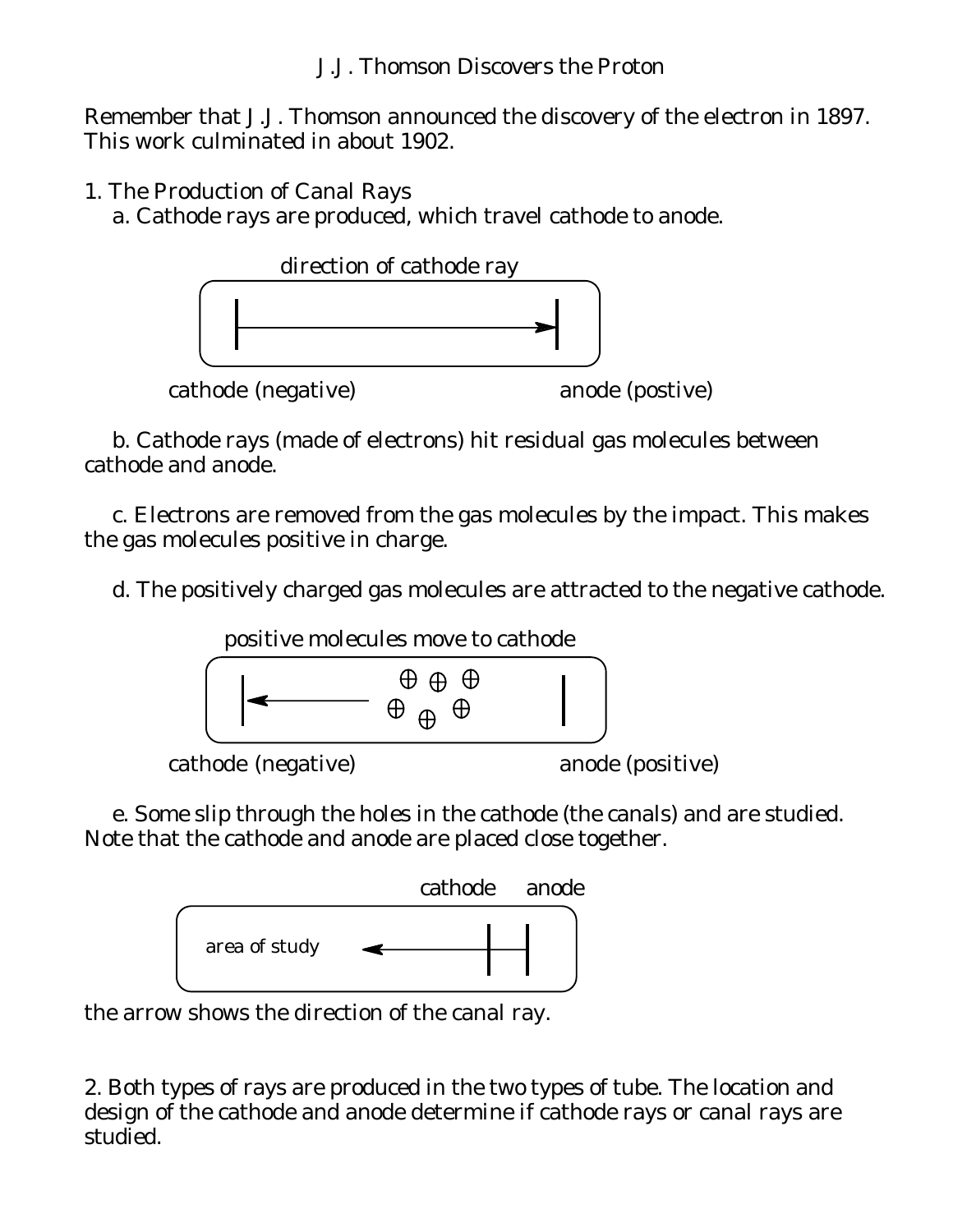# J.J. Thomson Discovers the Proton

Remember that J.J. Thomson announced the discovery of the electron in 1897. This work culminated in about 1902.

1. The Production of Canal Rays

    a. Cathode rays are produced, which travel cathode to anode.

direction of cathode ray

cathode (negative) anode (postive)

    b. Cathode rays (made of electrons) hit residual gas molecules between cathode and anode.

    c. Electrons are removed from the gas molecules by the impact. This makes the gas molecules positive in charge.

    d. The positively charged gas molecules are attracted to the negative cathode.

positive molecules move to cathode

cathode (negative) anode (positive)

    e. Some slip through the holes in the cathode (the canals) and are studied. Note that the cathode and anode are placed close together.

cathode anode

area of study

the arrow shows the direction of the canal ray.

2. Both types of rays are produced in the two types of tube. The location and design of the cathode and anode determine if cathode rays or canal rays are studied.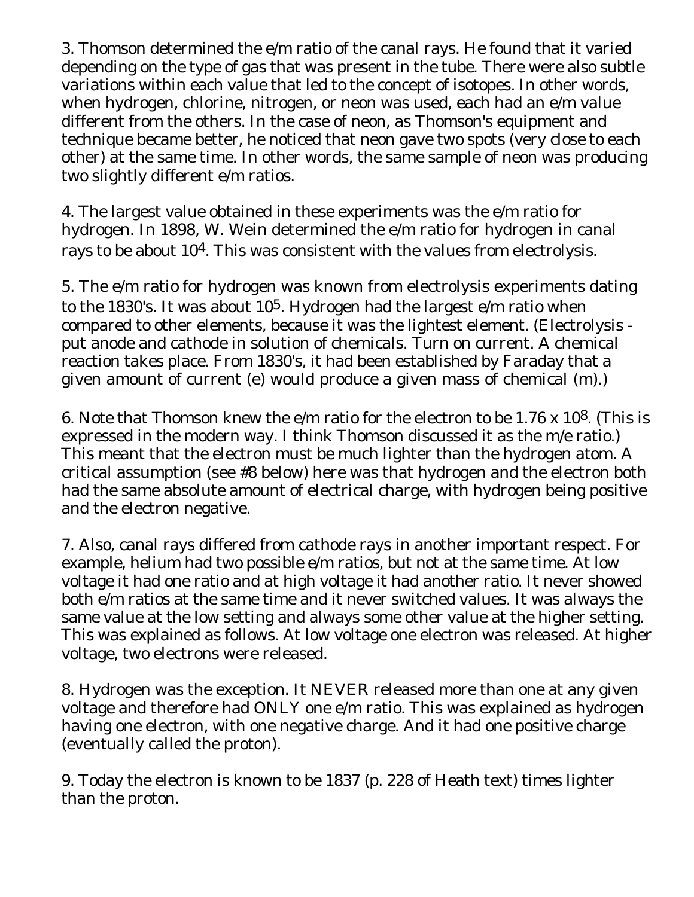3. Thomson determined the e/m ratio of the canal rays. He found that it varied depending on the type of gas that was present in the tube. There were also subtle variations within each value that led to the concept of isotopes. In other words, when hydrogen, chlorine, nitrogen, or neon was used, each had an e/m value different from the others. In the case of neon, as Thomson's equipment and technique became better, he noticed that neon gave two spots (very close to each other) at the same time. In other words, the same sample of neon was producing two slightly different e/m ratios.

4. The largest value obtained in these experiments was the e/m ratio for hydrogen. In 1898, W. Wein determined the e/m ratio for hydrogen in canal rays to be about $10^4$. This was consistent with the values from electrolysis.

5. The e/m ratio for hydrogen was known from electrolysis experiments dating to the 1830's. It was about $10^5$. Hydrogen had the largest e/m ratio when compared to other elements, because it was the lightest element. (Electrolysis - put anode and cathode in solution of chemicals. Turn on current. A chemical reaction takes place. From 1830's, it had been established by Faraday that a given amount of current (e) would produce a given mass of chemical (m).)

6. Note that Thomson knew the e/m ratio for the electron to be $1.76 \times 10^8$. (This is expressed in the modern way. I think Thomson discussed it as the m/e ratio.) This meant that the electron must be much lighter than the hydrogen atom. A critical assumption (see #8 below) here was that hydrogen and the electron both had the same absolute amount of electrical charge, with hydrogen being positive and the electron negative.

7. Also, canal rays differed from cathode rays in another important respect. For example, helium had two possible e/m ratios, but not at the same time. At low voltage it had one ratio and at high voltage it had another ratio. It never showed both e/m ratios at the same time and it never switched values. It was always the same value at the low setting and always some other value at the higher setting. This was explained as follows. At low voltage one electron was released. At higher voltage, two electrons were released.

8. Hydrogen was the exception. It NEVER released more than one at any given voltage and therefore had ONLY one e/m ratio. This was explained as hydrogen having one electron, with one negative charge. And it had one positive charge (eventually called the proton).

9. Today the electron is known to be 1837 (p. 228 of Heath text) times lighter than the proton.